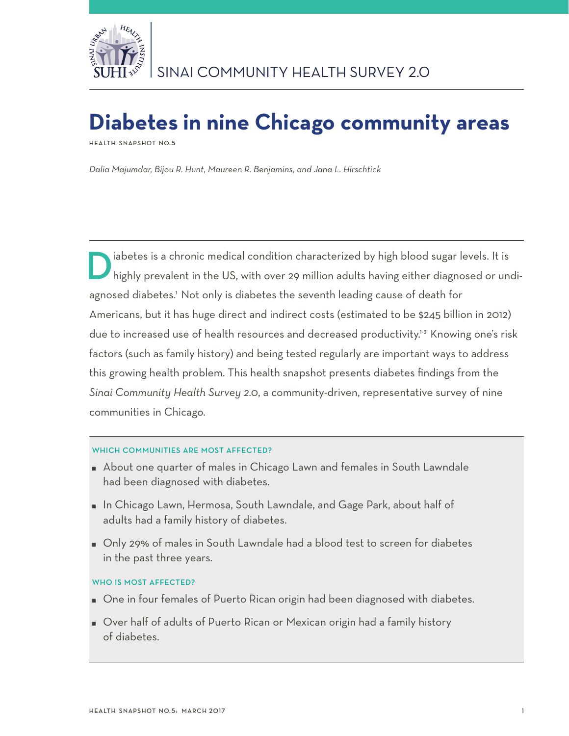SINAI COMMUNITY HEALTH SURVEY 2.0

# Diabetes in nine Chicago community areas

HEALTH SNAPSHOT NO.5

*Dalia Majumdar, Bijou R. Hunt, Maureen R. Benjamins, and Jana L. Hirschtick*

Diabetes is a chronic medical condition characterized by high blood sugar levels. It is highly prevalent in the US, with over 29 million adults having either diagnosed or undiagnosed diabetes.[1] Not only is diabetes the seventh leading cause of death for Americans, but it has huge direct and indirect costs (estimated to be $245 billion in 2012) due to increased use of health resources and decreased productivity.[1-3] Knowing one's risk factors (such as family history) and being tested regularly are important ways to address this growing health problem. This health snapshot presents diabetes findings from the *Sinai Community Health Survey 2.0*, a community-driven, representative survey of nine communities in Chicago.

### WHICH COMMUNITIES ARE MOST AFFECTED?

- About one quarter of males in Chicago Lawn and females in South Lawndale had been diagnosed with diabetes.
- In Chicago Lawn, Hermosa, South Lawndale, and Gage Park, about half of adults had a family history of diabetes.
- Only 29% of males in South Lawndale had a blood test to screen for diabetes in the past three years.

### WHO IS MOST AFFECTED?

- One in four females of Puerto Rican origin had been diagnosed with diabetes.
- Over half of adults of Puerto Rican or Mexican origin had a family history of diabetes.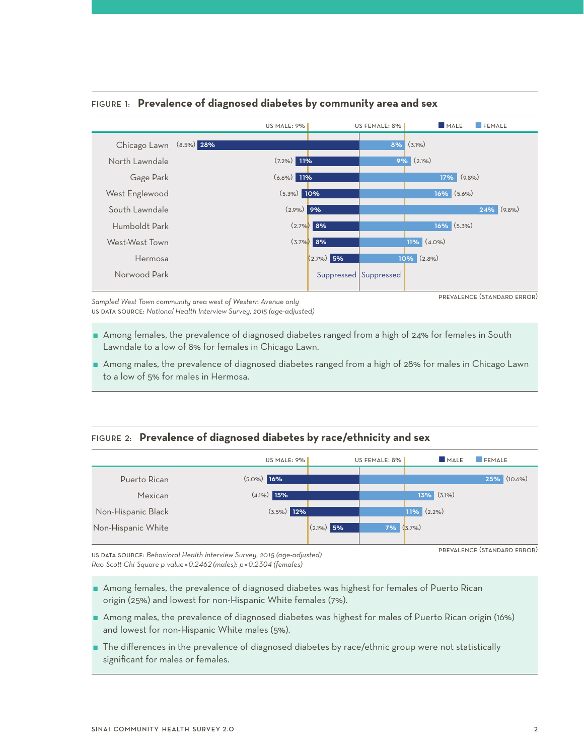## FIGURE 1: Prevalence of diagnosed diabetes by community area and sex

US MALE: 9% | US FEMALE: 8%

| Community area | Male | Female |
|---|---|---|
| Chicago Lawn | 28% (8.5%) | 8% (3.1%) |
| North Lawndale | 11% (7.2%) | 9% (2.1%) |
| Gage Park | 11% (6.6%) | 17% (9.8%) |
| West Englewood | 10% (5.3%) | 16% (5.6%) |
| South Lawndale | 9% (2.9%) | 24% (9.8%) |
| Humboldt Park | 8% (2.7%) | 16% (5.3%) |
| West-West Town | 8% (3.7%) | 11% (4.0%) |
| Hermosa | 5% (2.7%) | 10% (2.8%) |
| Norwood Park | Suppressed | Suppressed |

PREVALENCE (STANDARD ERROR)

*Sampled West Town community area west of Western Avenue only*
US DATA SOURCE: *National Health Interview Survey, 2015 (age-adjusted)*

- Among females, the prevalence of diagnosed diabetes ranged from a high of 24% for females in South Lawndale to a low of 8% for females in Chicago Lawn.
- Among males, the prevalence of diagnosed diabetes ranged from a high of 28% for males in Chicago Lawn to a low of 5% for males in Hermosa.

## FIGURE 2: Prevalence of diagnosed diabetes by race/ethnicity and sex

US MALE: 9% | US FEMALE: 8%

| Race/ethnicity | Male | Female |
|---|---|---|
| Puerto Rican | 16% (5.0%) | 25% (10.6%) |
| Mexican | 15% (4.1%) | 13% (3.1%) |
| Non-Hispanic Black | 12% (3.5%) | 11% (2.2%) |
| Non-Hispanic White | 5% (2.1%) | 7% (3.7%) |

PREVALENCE (STANDARD ERROR)

US DATA SOURCE: *Behavioral Health Interview Survey, 2015 (age-adjusted)*
*Rao-Scott Chi-Square p-value = 0.2462 (males); p = 0.2304 (females)*

- Among females, the prevalence of diagnosed diabetes was highest for females of Puerto Rican origin (25%) and lowest for non-Hispanic White females (7%).
- Among males, the prevalence of diagnosed diabetes was highest for males of Puerto Rican origin (16%) and lowest for non-Hispanic White males (5%).
- The differences in the prevalence of diagnosed diabetes by race/ethnic group were not statistically significant for males or females.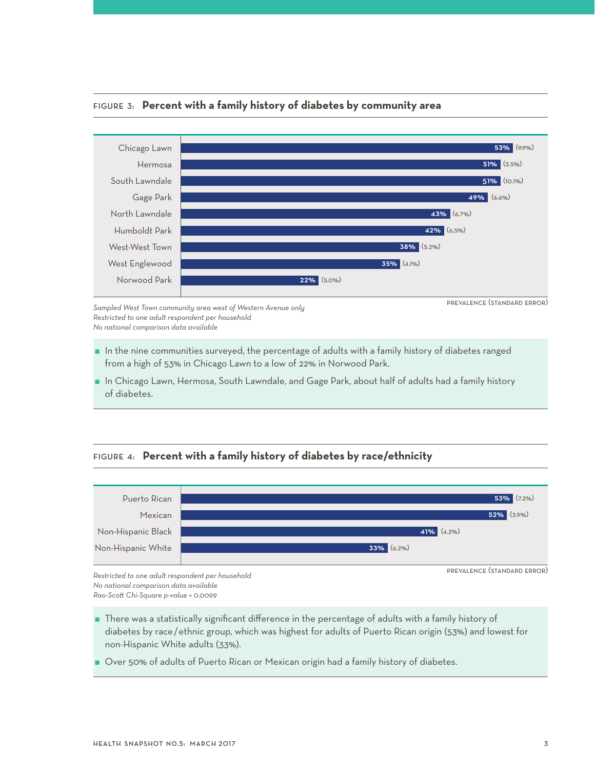FIGURE 3: **Percent with a family history of diabetes by community area**

| Community area | Prevalence (Standard error) |
|---|---|
| Chicago Lawn | 53% (9.9%) |
| Hermosa | 51% (3.5%) |
| South Lawndale | 51% (10.1%) |
| Gage Park | 49% (6.6%) |
| North Lawndale | 43% (6.7%) |
| Humboldt Park | 42% (6.5%) |
| West-West Town | 38% (5.2%) |
| West Englewood | 35% (4.1%) |
| Norwood Park | 22% (5.0%) |

PREVALENCE (STANDARD ERROR)

*Sampled West Town community area west of Western Avenue only*
*Restricted to one adult respondent per household*
*No national comparison data available*

- In the nine communities surveyed, the percentage of adults with a family history of diabetes ranged from a high of 53% in Chicago Lawn to a low of 22% in Norwood Park.
- In Chicago Lawn, Hermosa, South Lawndale, and Gage Park, about half of adults had a family history of diabetes.

FIGURE 4: **Percent with a family history of diabetes by race/ethnicity**

| Race/ethnicity | Prevalence (Standard error) |
|---|---|
| Puerto Rican | 53% (7.2%) |
| Mexican | 52% (3.9%) |
| Non-Hispanic Black | 41% (4.2%) |
| Non-Hispanic White | 33% (6.2%) |

PREVALENCE (STANDARD ERROR)

*Restricted to one adult respondent per household*
*No national comparison data available*
*Rao-Scott Chi-Square p-value = 0.0099*

- There was a statistically significant difference in the percentage of adults with a family history of diabetes by race/ethnic group, which was highest for adults of Puerto Rican origin (53%) and lowest for non-Hispanic White adults (33%).
- Over 50% of adults of Puerto Rican or Mexican origin had a family history of diabetes.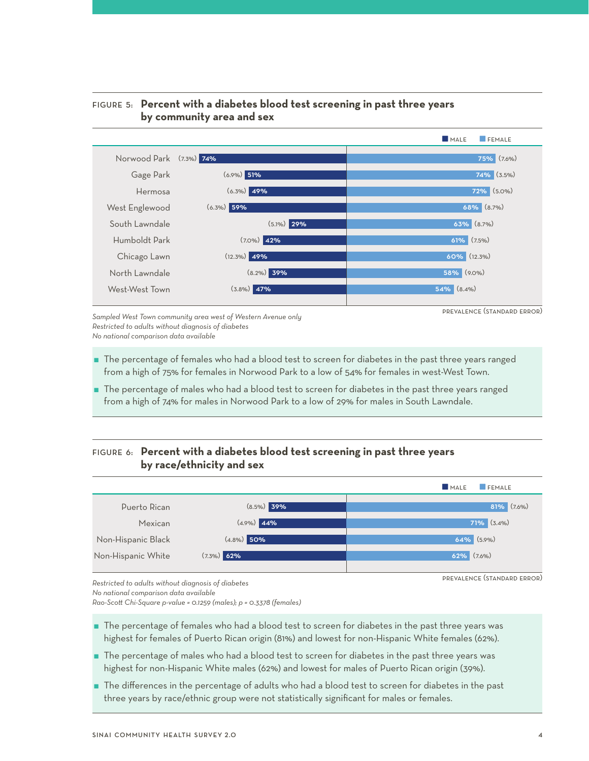**FIGURE 5: Percent with a diabetes blood test screening in past three years by community area and sex**

| Community area | Male | Female |
|---|---|---|
| Norwood Park | 74% (7.3%) | 75% (7.6%) |
| Gage Park | 51% (6.9%) | 74% (3.5%) |
| Hermosa | 49% (6.3%) | 72% (5.0%) |
| West Englewood | 59% (6.3%) | 68% (8.7%) |
| South Lawndale | 29% (5.1%) | 63% (8.7%) |
| Humboldt Park | 42% (7.0%) | 61% (7.5%) |
| Chicago Lawn | 49% (12.3%) | 60% (12.3%) |
| North Lawndale | 39% (8.2%) | 58% (9.0%) |
| West-West Town | 47% (3.8%) | 54% (8.4%) |

PREVALENCE (STANDARD ERROR)

*Sampled West Town community area west of Western Avenue only*
*Restricted to adults without diagnosis of diabetes*
*No national comparison data available*

- The percentage of females who had a blood test to screen for diabetes in the past three years ranged from a high of 75% for females in Norwood Park to a low of 54% for females in west-West Town.
- The percentage of males who had a blood test to screen for diabetes in the past three years ranged from a high of 74% for males in Norwood Park to a low of 29% for males in South Lawndale.

**FIGURE 6: Percent with a diabetes blood test screening in past three years by race/ethnicity and sex**

| Race/ethnicity | Male | Female |
|---|---|---|
| Puerto Rican | 39% (8.5%) | 81% (7.6%) |
| Mexican | 44% (4.9%) | 71% (3.4%) |
| Non-Hispanic Black | 50% (4.8%) | 64% (5.9%) |
| Non-Hispanic White | 62% (7.3%) | 62% (7.6%) |

PREVALENCE (STANDARD ERROR)

*Restricted to adults without diagnosis of diabetes*
*No national comparison data available*
*Rao-Scott Chi-Square p-value = 0.1259 (males); p = 0.3378 (females)*

- The percentage of females who had a blood test to screen for diabetes in the past three years was highest for females of Puerto Rican origin (81%) and lowest for non-Hispanic White females (62%).
- The percentage of males who had a blood test to screen for diabetes in the past three years was highest for non-Hispanic White males (62%) and lowest for males of Puerto Rican origin (39%).
- The differences in the percentage of adults who had a blood test to screen for diabetes in the past three years by race/ethnic group were not statistically significant for males or females.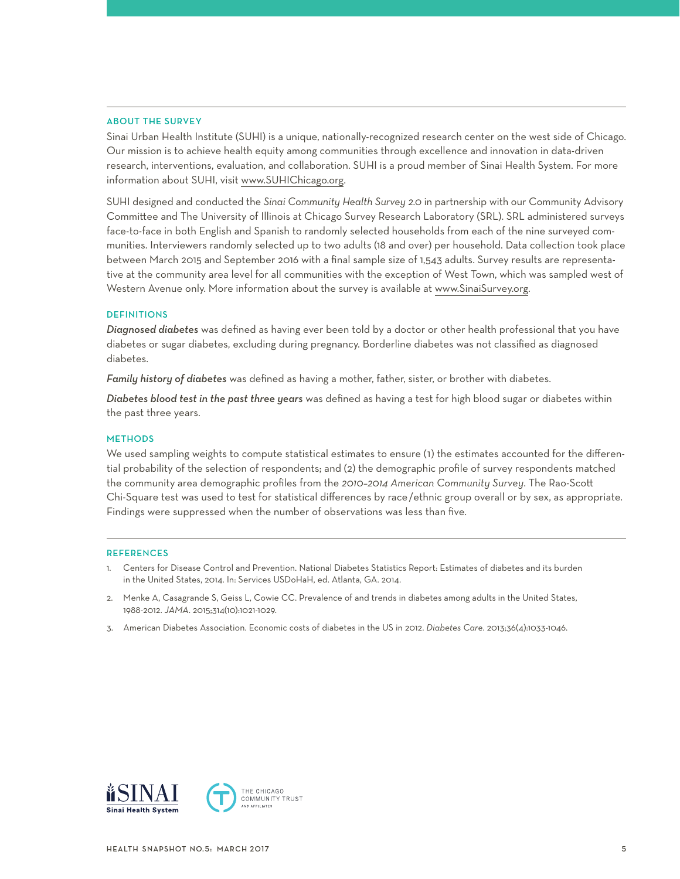## ABOUT THE SURVEY

Sinai Urban Health Institute (SUHI) is a unique, nationally-recognized research center on the west side of Chicago. Our mission is to achieve health equity among communities through excellence and innovation in data-driven research, interventions, evaluation, and collaboration. SUHI is a proud member of Sinai Health System. For more information about SUHI, visit www.SUHIChicago.org.

SUHI designed and conducted the *Sinai Community Health Survey 2.0* in partnership with our Community Advisory Committee and The University of Illinois at Chicago Survey Research Laboratory (SRL). SRL administered surveys face-to-face in both English and Spanish to randomly selected households from each of the nine surveyed communities. Interviewers randomly selected up to two adults (18 and over) per household. Data collection took place between March 2015 and September 2016 with a final sample size of 1,543 adults. Survey results are representative at the community area level for all communities with the exception of West Town, which was sampled west of Western Avenue only. More information about the survey is available at www.SinaiSurvey.org.

## DEFINITIONS

***Diagnosed diabetes*** was defined as having ever been told by a doctor or other health professional that you have diabetes or sugar diabetes, excluding during pregnancy. Borderline diabetes was not classified as diagnosed diabetes.

***Family history of diabetes*** was defined as having a mother, father, sister, or brother with diabetes.

***Diabetes blood test in the past three years*** was defined as having a test for high blood sugar or diabetes within the past three years.

## METHODS

We used sampling weights to compute statistical estimates to ensure (1) the estimates accounted for the differential probability of the selection of respondents; and (2) the demographic profile of survey respondents matched the community area demographic profiles from the *2010–2014 American Community Survey*. The Rao-Scott Chi-Square test was used to test for statistical differences by race/ethnic group overall or by sex, as appropriate. Findings were suppressed when the number of observations was less than five.

## REFERENCES

1. Centers for Disease Control and Prevention. National Diabetes Statistics Report: Estimates of diabetes and its burden in the United States, 2014. In: Services USDoHaH, ed. Atlanta, GA. 2014.
2. Menke A, Casagrande S, Geiss L, Cowie CC. Prevalence of and trends in diabetes among adults in the United States, 1988-2012. *JAMA*. 2015;314(10):1021-1029.
3. American Diabetes Association. Economic costs of diabetes in the US in 2012. *Diabetes Care*. 2013;36(4):1033-1046.

SINAI
Sinai Health System

THE CHICAGO COMMUNITY TRUST AND AFFILIATES